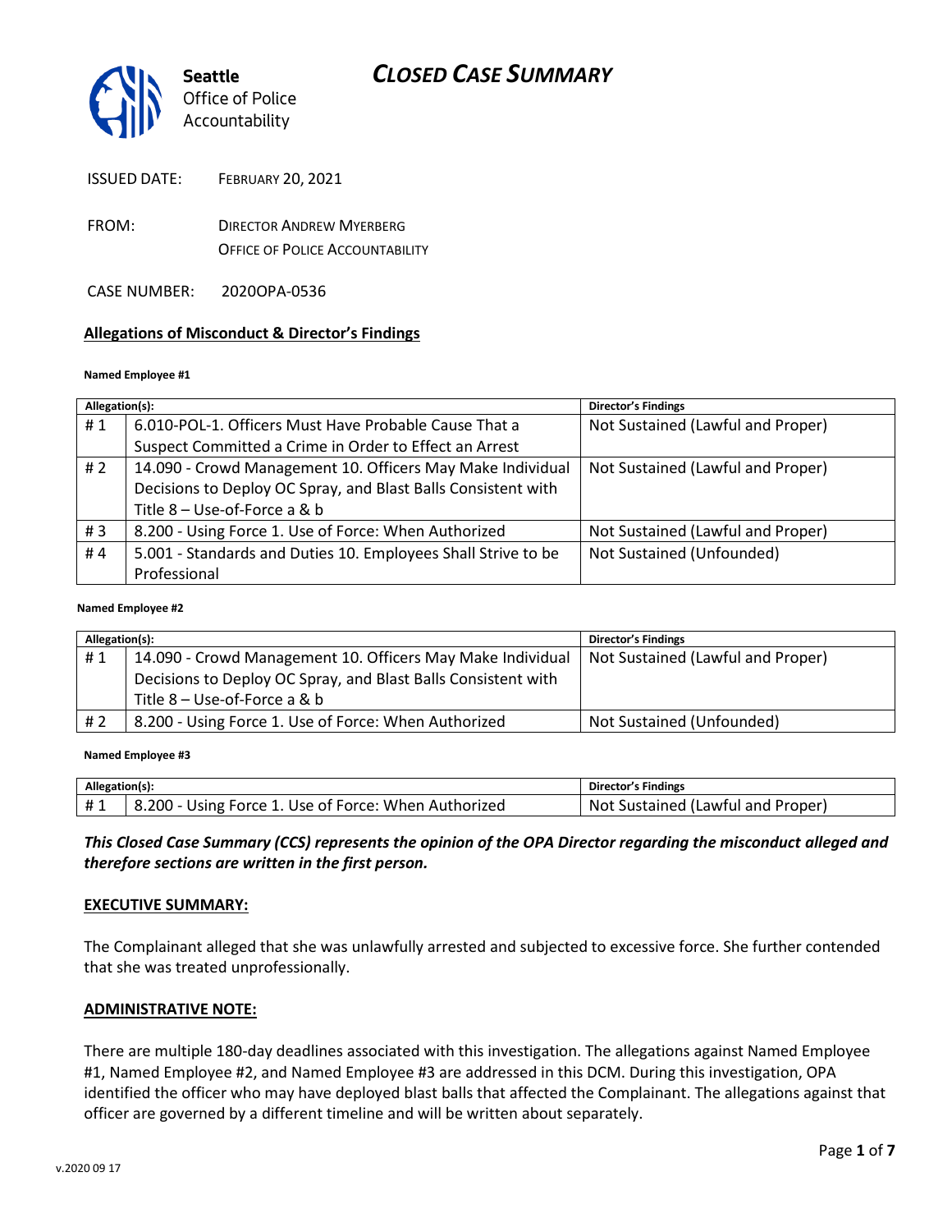# CLOSED CASE SUMMARY

Seattle Office of Police Accountability

ISSUED DATE: FEBRUARY 20, 2021

FROM: DIRECTOR ANDREW MYERBERG
OFFICE OF POLICE ACCOUNTABILITY

CASE NUMBER: 2020OPA-0536

## Allegations of Misconduct & Director's Findings

**Named Employee #1**

| Allegation(s): | | Director's Findings |
|---|---|---|
| # 1 | 6.010-POL-1. Officers Must Have Probable Cause That a Suspect Committed a Crime in Order to Effect an Arrest | Not Sustained (Lawful and Proper) |
| # 2 | 14.090 - Crowd Management 10. Officers May Make Individual Decisions to Deploy OC Spray, and Blast Balls Consistent with Title 8 – Use-of-Force a & b | Not Sustained (Lawful and Proper) |
| # 3 | 8.200 - Using Force 1. Use of Force: When Authorized | Not Sustained (Lawful and Proper) |
| # 4 | 5.001 - Standards and Duties 10. Employees Shall Strive to be Professional | Not Sustained (Unfounded) |

**Named Employee #2**

| Allegation(s): | | Director's Findings |
|---|---|---|
| # 1 | 14.090 - Crowd Management 10. Officers May Make Individual Decisions to Deploy OC Spray, and Blast Balls Consistent with Title 8 – Use-of-Force a & b | Not Sustained (Lawful and Proper) |
| # 2 | 8.200 - Using Force 1. Use of Force: When Authorized | Not Sustained (Unfounded) |

**Named Employee #3**

| Allegation(s): | | Director's Findings |
|---|---|---|
| # 1 | 8.200 - Using Force 1. Use of Force: When Authorized | Not Sustained (Lawful and Proper) |

***This Closed Case Summary (CCS) represents the opinion of the OPA Director regarding the misconduct alleged and therefore sections are written in the first person.***

## EXECUTIVE SUMMARY:

The Complainant alleged that she was unlawfully arrested and subjected to excessive force. She further contended that she was treated unprofessionally.

## ADMINISTRATIVE NOTE:

There are multiple 180-day deadlines associated with this investigation. The allegations against Named Employee #1, Named Employee #2, and Named Employee #3 are addressed in this DCM. During this investigation, OPA identified the officer who may have deployed blast balls that affected the Complainant. The allegations against that officer are governed by a different timeline and will be written about separately.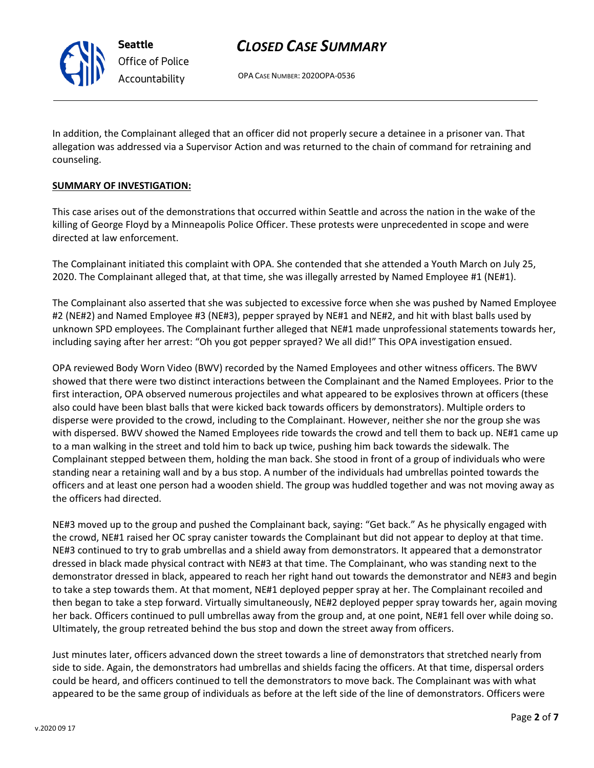In addition, the Complainant alleged that an officer did not properly secure a detainee in a prisoner van. That allegation was addressed via a Supervisor Action and was returned to the chain of command for retraining and counseling.

**SUMMARY OF INVESTIGATION:**

This case arises out of the demonstrations that occurred within Seattle and across the nation in the wake of the killing of George Floyd by a Minneapolis Police Officer. These protests were unprecedented in scope and were directed at law enforcement.

The Complainant initiated this complaint with OPA. She contended that she attended a Youth March on July 25, 2020. The Complainant alleged that, at that time, she was illegally arrested by Named Employee #1 (NE#1).

The Complainant also asserted that she was subjected to excessive force when she was pushed by Named Employee #2 (NE#2) and Named Employee #3 (NE#3), pepper sprayed by NE#1 and NE#2, and hit with blast balls used by unknown SPD employees. The Complainant further alleged that NE#1 made unprofessional statements towards her, including saying after her arrest: "Oh you got pepper sprayed? We all did!" This OPA investigation ensued.

OPA reviewed Body Worn Video (BWV) recorded by the Named Employees and other witness officers. The BWV showed that there were two distinct interactions between the Complainant and the Named Employees. Prior to the first interaction, OPA observed numerous projectiles and what appeared to be explosives thrown at officers (these also could have been blast balls that were kicked back towards officers by demonstrators). Multiple orders to disperse were provided to the crowd, including to the Complainant. However, neither she nor the group she was with dispersed. BWV showed the Named Employees ride towards the crowd and tell them to back up. NE#1 came up to a man walking in the street and told him to back up twice, pushing him back towards the sidewalk. The Complainant stepped between them, holding the man back. She stood in front of a group of individuals who were standing near a retaining wall and by a bus stop. A number of the individuals had umbrellas pointed towards the officers and at least one person had a wooden shield. The group was huddled together and was not moving away as the officers had directed.

NE#3 moved up to the group and pushed the Complainant back, saying: "Get back." As he physically engaged with the crowd, NE#1 raised her OC spray canister towards the Complainant but did not appear to deploy at that time. NE#3 continued to try to grab umbrellas and a shield away from demonstrators. It appeared that a demonstrator dressed in black made physical contract with NE#3 at that time. The Complainant, who was standing next to the demonstrator dressed in black, appeared to reach her right hand out towards the demonstrator and NE#3 and begin to take a step towards them. At that moment, NE#1 deployed pepper spray at her. The Complainant recoiled and then began to take a step forward. Virtually simultaneously, NE#2 deployed pepper spray towards her, again moving her back. Officers continued to pull umbrellas away from the group and, at one point, NE#1 fell over while doing so. Ultimately, the group retreated behind the bus stop and down the street away from officers.

Just minutes later, officers advanced down the street towards a line of demonstrators that stretched nearly from side to side. Again, the demonstrators had umbrellas and shields facing the officers. At that time, dispersal orders could be heard, and officers continued to tell the demonstrators to move back. The Complainant was with what appeared to be the same group of individuals as before at the left side of the line of demonstrators. Officers were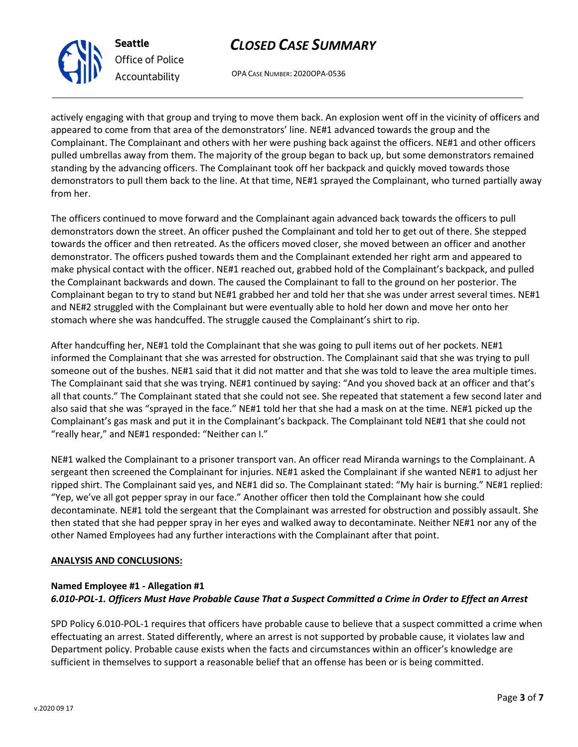actively engaging with that group and trying to move them back. An explosion went off in the vicinity of officers and appeared to come from that area of the demonstrators' line. NE#1 advanced towards the group and the Complainant. The Complainant and others with her were pushing back against the officers. NE#1 and other officers pulled umbrellas away from them. The majority of the group began to back up, but some demonstrators remained standing by the advancing officers. The Complainant took off her backpack and quickly moved towards those demonstrators to pull them back to the line. At that time, NE#1 sprayed the Complainant, who turned partially away from her.

The officers continued to move forward and the Complainant again advanced back towards the officers to pull demonstrators down the street. An officer pushed the Complainant and told her to get out of there. She stepped towards the officer and then retreated. As the officers moved closer, she moved between an officer and another demonstrator. The officers pushed towards them and the Complainant extended her right arm and appeared to make physical contact with the officer. NE#1 reached out, grabbed hold of the Complainant's backpack, and pulled the Complainant backwards and down. The caused the Complainant to fall to the ground on her posterior. The Complainant began to try to stand but NE#1 grabbed her and told her that she was under arrest several times. NE#1 and NE#2 struggled with the Complainant but were eventually able to hold her down and move her onto her stomach where she was handcuffed. The struggle caused the Complainant's shirt to rip.

After handcuffing her, NE#1 told the Complainant that she was going to pull items out of her pockets. NE#1 informed the Complainant that she was arrested for obstruction. The Complainant said that she was trying to pull someone out of the bushes. NE#1 said that it did not matter and that she was told to leave the area multiple times. The Complainant said that she was trying. NE#1 continued by saying: "And you shoved back at an officer and that's all that counts." The Complainant stated that she could not see. She repeated that statement a few second later and also said that she was "sprayed in the face." NE#1 told her that she had a mask on at the time. NE#1 picked up the Complainant's gas mask and put it in the Complainant's backpack. The Complainant told NE#1 that she could not "really hear," and NE#1 responded: "Neither can I."

NE#1 walked the Complainant to a prisoner transport van. An officer read Miranda warnings to the Complainant. A sergeant then screened the Complainant for injuries. NE#1 asked the Complainant if she wanted NE#1 to adjust her ripped shirt. The Complainant said yes, and NE#1 did so. The Complainant stated: "My hair is burning." NE#1 replied: "Yep, we've all got pepper spray in our face." Another officer then told the Complainant how she could decontaminate. NE#1 told the sergeant that the Complainant was arrested for obstruction and possibly assault. She then stated that she had pepper spray in her eyes and walked away to decontaminate. Neither NE#1 nor any of the other Named Employees had any further interactions with the Complainant after that point.

**ANALYSIS AND CONCLUSIONS:**

**Named Employee #1 - Allegation #1**
***6.010-POL-1. Officers Must Have Probable Cause That a Suspect Committed a Crime in Order to Effect an Arrest***

SPD Policy 6.010-POL-1 requires that officers have probable cause to believe that a suspect committed a crime when effectuating an arrest. Stated differently, where an arrest is not supported by probable cause, it violates law and Department policy. Probable cause exists when the facts and circumstances within an officer's knowledge are sufficient in themselves to support a reasonable belief that an offense has been or is being committed.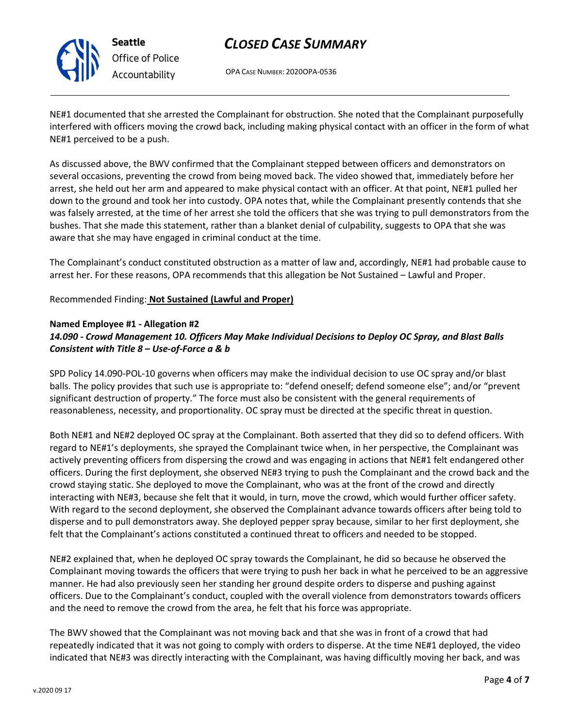NE#1 documented that she arrested the Complainant for obstruction. She noted that the Complainant purposefully interfered with officers moving the crowd back, including making physical contact with an officer in the form of what NE#1 perceived to be a push.

As discussed above, the BWV confirmed that the Complainant stepped between officers and demonstrators on several occasions, preventing the crowd from being moved back. The video showed that, immediately before her arrest, she held out her arm and appeared to make physical contact with an officer. At that point, NE#1 pulled her down to the ground and took her into custody. OPA notes that, while the Complainant presently contends that she was falsely arrested, at the time of her arrest she told the officers that she was trying to pull demonstrators from the bushes. That she made this statement, rather than a blanket denial of culpability, suggests to OPA that she was aware that she may have engaged in criminal conduct at the time.

The Complainant's conduct constituted obstruction as a matter of law and, accordingly, NE#1 had probable cause to arrest her. For these reasons, OPA recommends that this allegation be Not Sustained – Lawful and Proper.

Recommended Finding: **Not Sustained (Lawful and Proper)**

**Named Employee #1 - Allegation #2**
***14.090 - Crowd Management 10. Officers May Make Individual Decisions to Deploy OC Spray, and Blast Balls Consistent with Title 8 – Use-of-Force a & b***

SPD Policy 14.090-POL-10 governs when officers may make the individual decision to use OC spray and/or blast balls. The policy provides that such use is appropriate to: "defend oneself; defend someone else"; and/or "prevent significant destruction of property." The force must also be consistent with the general requirements of reasonableness, necessity, and proportionality. OC spray must be directed at the specific threat in question.

Both NE#1 and NE#2 deployed OC spray at the Complainant. Both asserted that they did so to defend officers. With regard to NE#1's deployments, she sprayed the Complainant twice when, in her perspective, the Complainant was actively preventing officers from dispersing the crowd and was engaging in actions that NE#1 felt endangered other officers. During the first deployment, she observed NE#3 trying to push the Complainant and the crowd back and the crowd staying static. She deployed to move the Complainant, who was at the front of the crowd and directly interacting with NE#3, because she felt that it would, in turn, move the crowd, which would further officer safety. With regard to the second deployment, she observed the Complainant advance towards officers after being told to disperse and to pull demonstrators away. She deployed pepper spray because, similar to her first deployment, she felt that the Complainant's actions constituted a continued threat to officers and needed to be stopped.

NE#2 explained that, when he deployed OC spray towards the Complainant, he did so because he observed the Complainant moving towards the officers that were trying to push her back in what he perceived to be an aggressive manner. He had also previously seen her standing her ground despite orders to disperse and pushing against officers. Due to the Complainant's conduct, coupled with the overall violence from demonstrators towards officers and the need to remove the crowd from the area, he felt that his force was appropriate.

The BWV showed that the Complainant was not moving back and that she was in front of a crowd that had repeatedly indicated that it was not going to comply with orders to disperse. At the time NE#1 deployed, the video indicated that NE#3 was directly interacting with the Complainant, was having difficultly moving her back, and was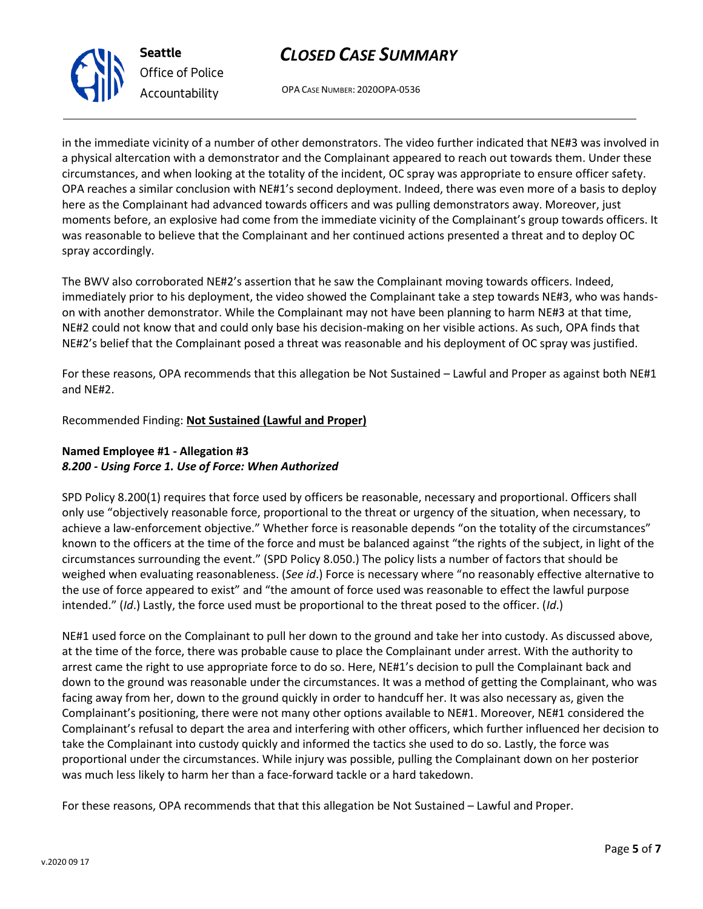in the immediate vicinity of a number of other demonstrators. The video further indicated that NE#3 was involved in a physical altercation with a demonstrator and the Complainant appeared to reach out towards them. Under these circumstances, and when looking at the totality of the incident, OC spray was appropriate to ensure officer safety. OPA reaches a similar conclusion with NE#1's second deployment. Indeed, there was even more of a basis to deploy here as the Complainant had advanced towards officers and was pulling demonstrators away. Moreover, just moments before, an explosive had come from the immediate vicinity of the Complainant's group towards officers. It was reasonable to believe that the Complainant and her continued actions presented a threat and to deploy OC spray accordingly.

The BWV also corroborated NE#2's assertion that he saw the Complainant moving towards officers. Indeed, immediately prior to his deployment, the video showed the Complainant take a step towards NE#3, who was hands-on with another demonstrator. While the Complainant may not have been planning to harm NE#3 at that time, NE#2 could not know that and could only base his decision-making on her visible actions. As such, OPA finds that NE#2's belief that the Complainant posed a threat was reasonable and his deployment of OC spray was justified.

For these reasons, OPA recommends that this allegation be Not Sustained – Lawful and Proper as against both NE#1 and NE#2.

Recommended Finding: **Not Sustained (Lawful and Proper)**

**Named Employee #1 - Allegation #3**
***8.200 - Using Force 1. Use of Force: When Authorized***

SPD Policy 8.200(1) requires that force used by officers be reasonable, necessary and proportional. Officers shall only use "objectively reasonable force, proportional to the threat or urgency of the situation, when necessary, to achieve a law-enforcement objective." Whether force is reasonable depends "on the totality of the circumstances" known to the officers at the time of the force and must be balanced against "the rights of the subject, in light of the circumstances surrounding the event." (SPD Policy 8.050.) The policy lists a number of factors that should be weighed when evaluating reasonableness. (*See id*.) Force is necessary where "no reasonably effective alternative to the use of force appeared to exist" and "the amount of force used was reasonable to effect the lawful purpose intended." (*Id*.) Lastly, the force used must be proportional to the threat posed to the officer. (*Id*.)

NE#1 used force on the Complainant to pull her down to the ground and take her into custody. As discussed above, at the time of the force, there was probable cause to place the Complainant under arrest. With the authority to arrest came the right to use appropriate force to do so. Here, NE#1's decision to pull the Complainant back and down to the ground was reasonable under the circumstances. It was a method of getting the Complainant, who was facing away from her, down to the ground quickly in order to handcuff her. It was also necessary as, given the Complainant's positioning, there were not many other options available to NE#1. Moreover, NE#1 considered the Complainant's refusal to depart the area and interfering with other officers, which further influenced her decision to take the Complainant into custody quickly and informed the tactics she used to do so. Lastly, the force was proportional under the circumstances. While injury was possible, pulling the Complainant down on her posterior was much less likely to harm her than a face-forward tackle or a hard takedown.

For these reasons, OPA recommends that that this allegation be Not Sustained – Lawful and Proper.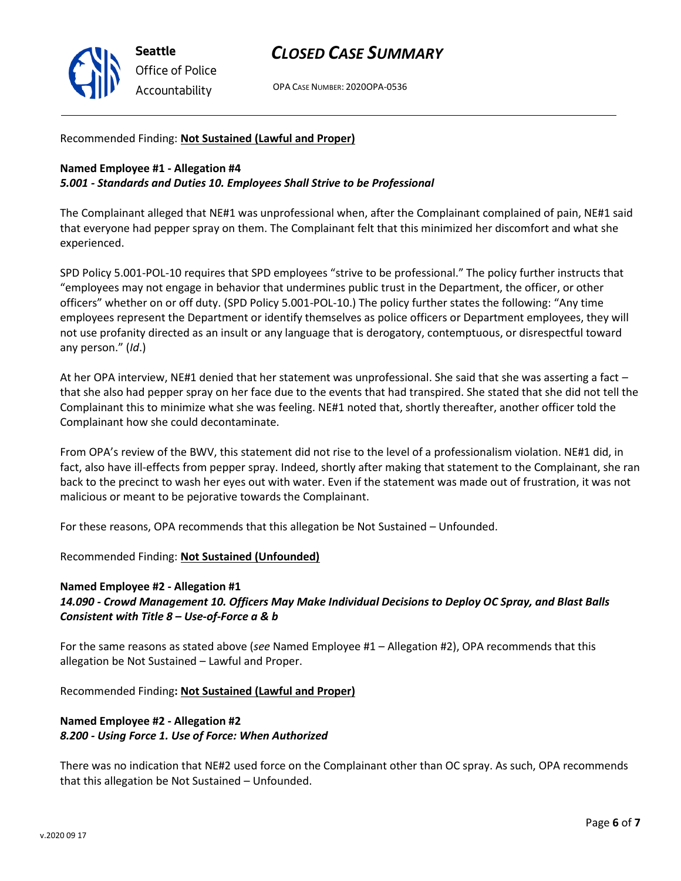Recommended Finding: **Not Sustained (Lawful and Proper)**

**Named Employee #1 - Allegation #4**
***5.001 - Standards and Duties 10. Employees Shall Strive to be Professional***

The Complainant alleged that NE#1 was unprofessional when, after the Complainant complained of pain, NE#1 said that everyone had pepper spray on them. The Complainant felt that this minimized her discomfort and what she experienced.

SPD Policy 5.001-POL-10 requires that SPD employees "strive to be professional." The policy further instructs that "employees may not engage in behavior that undermines public trust in the Department, the officer, or other officers" whether on or off duty. (SPD Policy 5.001-POL-10.) The policy further states the following: "Any time employees represent the Department or identify themselves as police officers or Department employees, they will not use profanity directed as an insult or any language that is derogatory, contemptuous, or disrespectful toward any person." (*Id*.)

At her OPA interview, NE#1 denied that her statement was unprofessional. She said that she was asserting a fact – that she also had pepper spray on her face due to the events that had transpired. She stated that she did not tell the Complainant this to minimize what she was feeling. NE#1 noted that, shortly thereafter, another officer told the Complainant how she could decontaminate.

From OPA's review of the BWV, this statement did not rise to the level of a professionalism violation. NE#1 did, in fact, also have ill-effects from pepper spray. Indeed, shortly after making that statement to the Complainant, she ran back to the precinct to wash her eyes out with water. Even if the statement was made out of frustration, it was not malicious or meant to be pejorative towards the Complainant.

For these reasons, OPA recommends that this allegation be Not Sustained – Unfounded.

Recommended Finding: **Not Sustained (Unfounded)**

**Named Employee #2 - Allegation #1**
***14.090 - Crowd Management 10. Officers May Make Individual Decisions to Deploy OC Spray, and Blast Balls Consistent with Title 8 – Use-of-Force a & b***

For the same reasons as stated above (*see* Named Employee #1 – Allegation #2), OPA recommends that this allegation be Not Sustained – Lawful and Proper.

Recommended Finding**: Not Sustained (Lawful and Proper)**

**Named Employee #2 - Allegation #2**
***8.200 - Using Force 1. Use of Force: When Authorized***

There was no indication that NE#2 used force on the Complainant other than OC spray. As such, OPA recommends that this allegation be Not Sustained – Unfounded.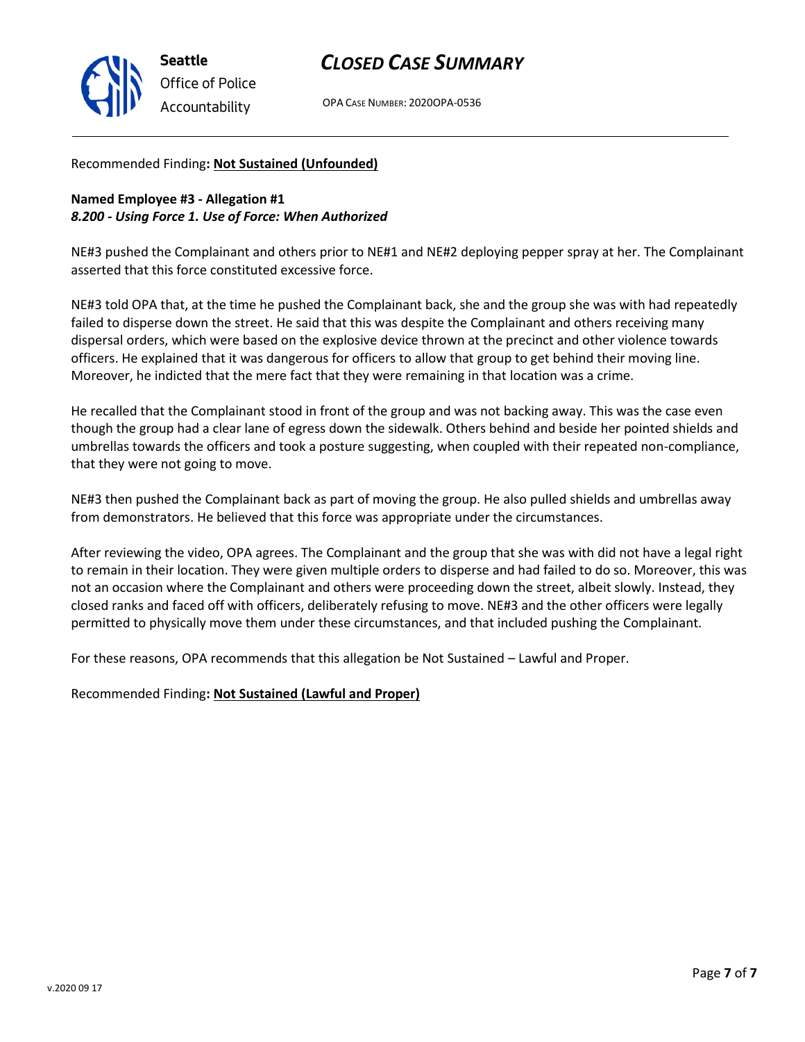Recommended Finding**: Not Sustained (Unfounded)**

**Named Employee #3 - Allegation #1**
***8.200 - Using Force 1. Use of Force: When Authorized***

NE#3 pushed the Complainant and others prior to NE#1 and NE#2 deploying pepper spray at her. The Complainant asserted that this force constituted excessive force.

NE#3 told OPA that, at the time he pushed the Complainant back, she and the group she was with had repeatedly failed to disperse down the street. He said that this was despite the Complainant and others receiving many dispersal orders, which were based on the explosive device thrown at the precinct and other violence towards officers. He explained that it was dangerous for officers to allow that group to get behind their moving line. Moreover, he indicted that the mere fact that they were remaining in that location was a crime.

He recalled that the Complainant stood in front of the group and was not backing away. This was the case even though the group had a clear lane of egress down the sidewalk. Others behind and beside her pointed shields and umbrellas towards the officers and took a posture suggesting, when coupled with their repeated non-compliance, that they were not going to move.

NE#3 then pushed the Complainant back as part of moving the group. He also pulled shields and umbrellas away from demonstrators. He believed that this force was appropriate under the circumstances.

After reviewing the video, OPA agrees. The Complainant and the group that she was with did not have a legal right to remain in their location. They were given multiple orders to disperse and had failed to do so. Moreover, this was not an occasion where the Complainant and others were proceeding down the street, albeit slowly. Instead, they closed ranks and faced off with officers, deliberately refusing to move. NE#3 and the other officers were legally permitted to physically move them under these circumstances, and that included pushing the Complainant.

For these reasons, OPA recommends that this allegation be Not Sustained – Lawful and Proper.

Recommended Finding**: Not Sustained (Lawful and Proper)**